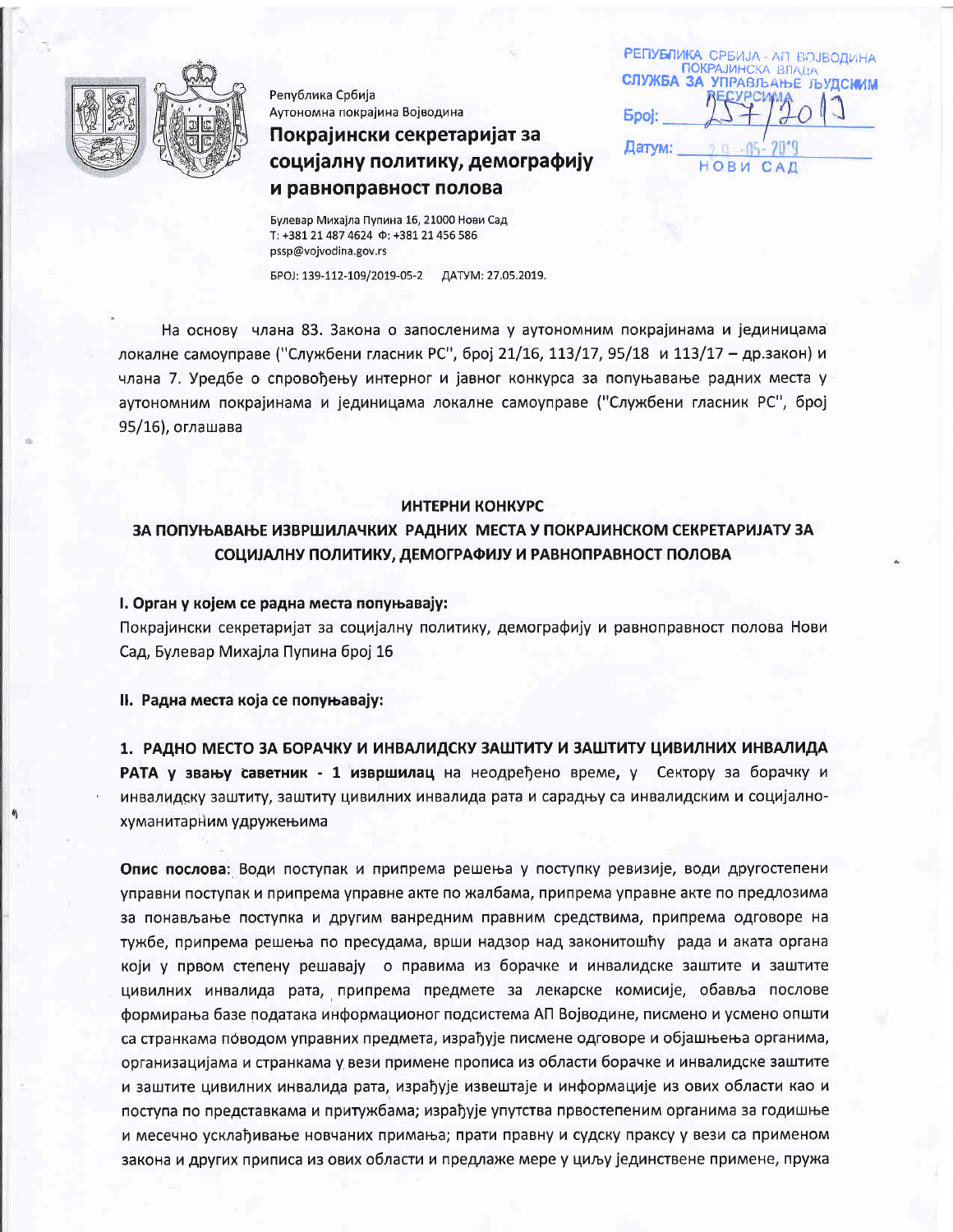Република Србија
Аутономна покрајина Војводина

**Покрајински секретаријат за социјалну политику, демографију и равноправност полова**

Булевар Михајла Пупина 16, 21000 Нови Сад
Т: +381 21 487 4624 Ф: +381 21 456 586
pssp@vojvodina.gov.rs

БРОЈ: 139-112-109/2019-05-2 ДАТУМ: 27.05.2019.

РЕПУБЛИКА СРБИЈА - АП ВОЈВОДИНА
ПОКРАЈИНСКА ВЛАДА
СЛУЖБА ЗА УПРАВЉАЊЕ ЉУДСКИМ РЕСУРСИМА
Број: 257/2019
Датум: 29-05-2019
НОВИ САД

На основу члана 83. Закона о запосленима у аутономним покрајинама и јединицама локалне самоуправе ("Службени гласник РС", број 21/16, 113/17, 95/18 и 113/17 – др.закон) и члана 7. Уредбе о спровођењу интерног и јавног конкурса за попуњавање радних места у аутономним покрајинама и јединицама локалне самоуправе ("Службени гласник РС", број 95/16), оглашава

## ИНТЕРНИ КОНКУРС

## ЗА ПОПУЊАВАЊЕ ИЗВРШИЛАЧКИХ РАДНИХ МЕСТА У ПОКРАЈИНСКОМ СЕКРЕТАРИЈАТУ ЗА СОЦИЈАЛНУ ПОЛИТИКУ, ДЕМОГРАФИЈУ И РАВНОПРАВНОСТ ПОЛОВА

### I. Орган у којем се радна места попуњавају:

Покрајински секретаријат за социјалну политику, демографију и равноправност полова Нови Сад, Булевар Михајла Пупина број 16

### II. Радна места која се попуњавају:

**1. РАДНО МЕСТО ЗА БОРАЧКУ И ИНВАЛИДСКУ ЗАШТИТУ И ЗАШТИТУ ЦИВИЛНИХ ИНВАЛИДА РАТА у звању саветник - 1 извршилац** на неодређено време, у Сектору за борачку и инвалидску заштиту, заштиту цивилних инвалида рата и сарадњу са инвалидским и социјално-хуманитарним удружењима

**Опис послова**: Води поступак и припрема решења у поступку ревизије, води другостепени управни поступак и припрема управне акте по жалбама, припрема управне акте по предлозима за понављање поступка и другим ванредним правним средствима, припрема одговоре на тужбе, припрема решења по пресудама, врши надзор над законитошћу рада и аката органа који у првом степену решавају о правима из борачке и инвалидске заштите и заштите цивилних инвалида рата, припрема предмете за лекарске комисије, обавља послове формирања базе података информационог подсистема АП Војводине, писмено и усмено општи са странкама поводом управних предмета, израђује писмене одговоре и објашњења органима, организацијама и странкама у вези примене прописа из области борачке и инвалидске заштите и заштите цивилних инвалида рата, израђује извештаје и информације из ових области као и поступа по представкама и притужбама; израђује упутства првостепеним органима за годишње и месечно усклађивање новчаних примања; прати правну и судску праксу у вези са применом закона и других приписа из ових области и предлаже мере у циљу јединствене примене, пружа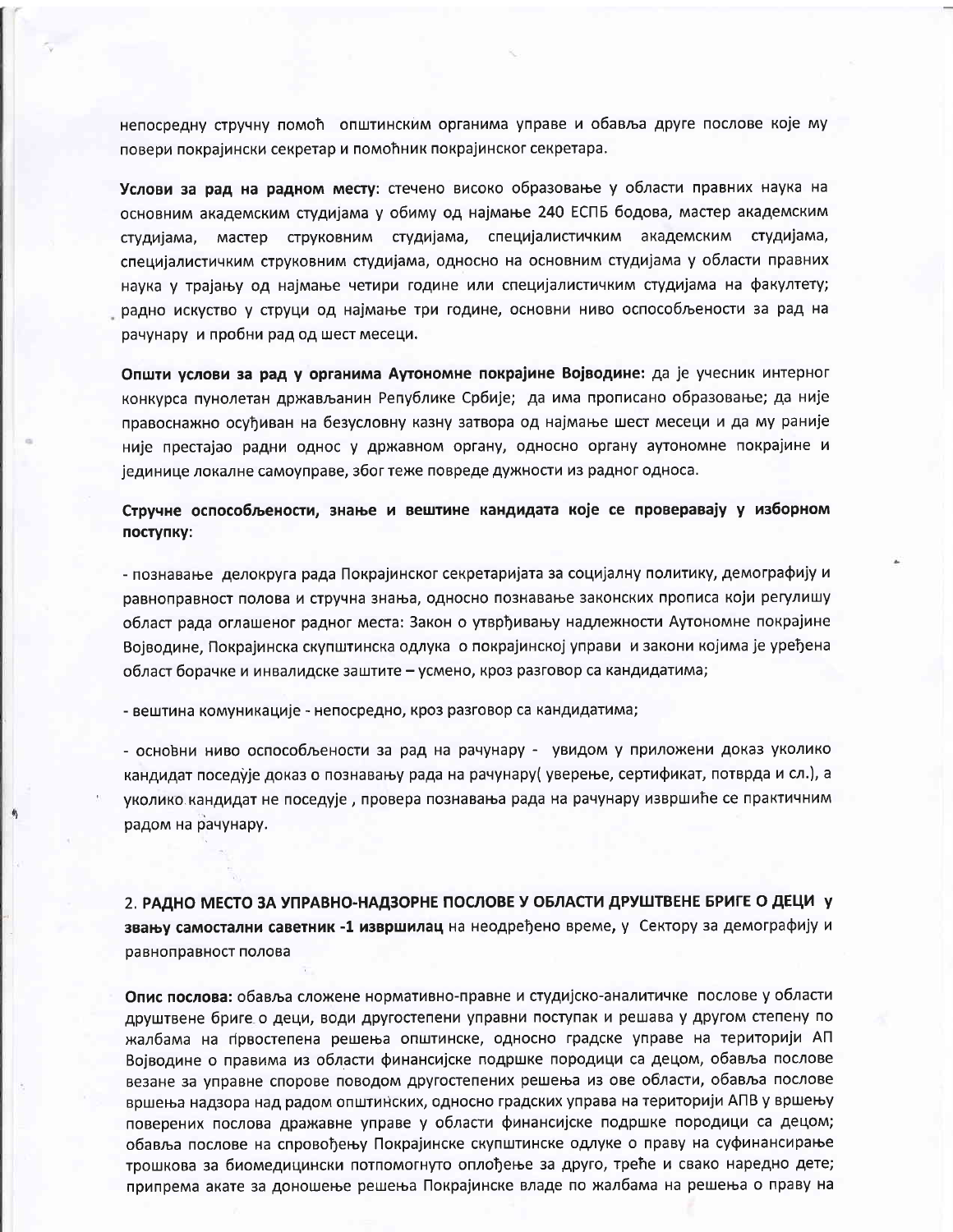непосредну стручну помоћ општинским органима управе и обавља друге послове које му повери покрајински секретар и помоћник покрајинског секретара.

**Услови за рад на радном месту**: стечено високо образовање у области правних наука на основним академским студијама у обиму од најмање 240 ЕСПБ бодова, мастер академским студијама, мастер струковним студијама, специјалистичким академским студијама, специјалистичким струковним студијама, односно на основним студијама у области правних наука у трајању од најмање четири године или специјалистичким студијама на факултету; радно искуство у струци од најмање три године, основни ниво оспособљености за рад на рачунару и пробни рад од шест месеци.

**Општи услови за рад у органима Аутономне покрајине Војводине:** да је учесник интерног конкурса пунолетан држављанин Републике Србије; да има прописано образовање; да није правоснажно осуђиван на безусловну казну затвора од најмање шест месеци и да му раније није престајао радни однос у државном органу, односно органу аутономне покрајине и јединице локалне самоуправе, због теже повреде дужности из радног односа.

**Стручне оспособљености, знање и вештине кандидата које се проверавају у изборном поступку**:

- познавање делокруга рада Покрајинског секретаријата за социјалну политику, демографију и равноправност полова и стручна знања, односно познавање законских прописа који регулишу област рада оглашеног радног места: Закон о утврђивању надлежности Аутономне покрајине Војводине, Покрајинска скупштинска одлука о покрајинској управи и закони којима је уређена област борачке и инвалидске заштите – усмено, кроз разговор са кандидатима;

- вештина комуникације - непосредно, кроз разговор са кандидатима;

- основни ниво оспособљености за рад на рачунару - увидом у приложени доказ уколико кандидат поседује доказ о познавању рада на рачунару( уверење, сертификат, потврда и сл.), а уколико кандидат не поседује , провера познавања рада на рачунару извршиће се практичним радом на рачунару.

2. **РАДНО МЕСТО ЗА УПРАВНО-НАДЗОРНЕ ПОСЛОВЕ У ОБЛАСТИ ДРУШТВЕНЕ БРИГЕ О ДЕЦИ у звању самостални саветник -1 извршилац** на неодређено време, у Сектору за демографију и равноправност полова

**Опис послова:** обавља сложене нормативно-правне и студијско-аналитичке послове у области друштвене бриге о деци, води другостепени управни поступак и решава у другом степену по жалбама на првостепена решења општинске, односно градске управе на територији АП Војводине о правима из области финансијске подршке породици са децом, обавља послове везане за управне спорове поводом другостепених решења из ове области, обавља послове вршења надзора над радом општинских, односно градских управа на територији АПВ у вршењу поверених послова државне управе у области финансијске подршке породици са децом; обавља послове на спровођењу Покрајинске скупштинске одлуке о праву на суфинансирање трошкова за биомедицински потпомогнуто оплођење за друго, треће и свако наредно дете; припрема акате за доношење решења Покрајинске владе по жалбама на решења о праву на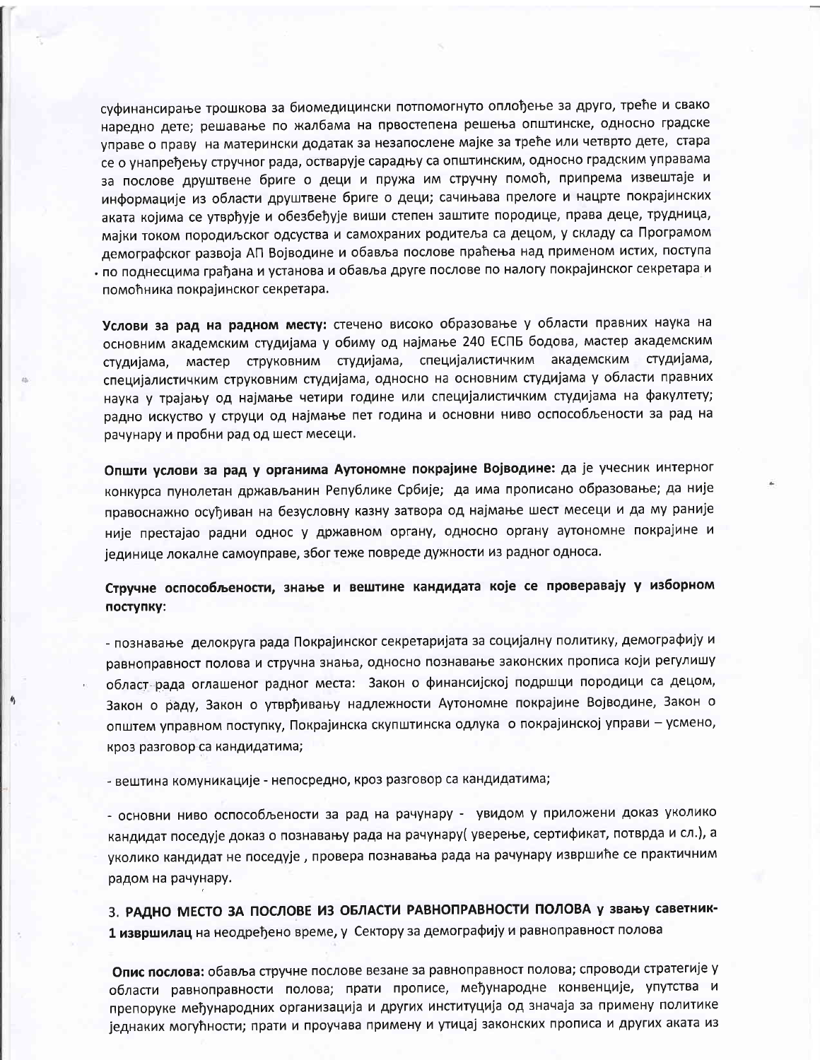суфинансирање трошкова за биомедицински потпомогнуто оплођење за друго, треће и свако наредно дете; решавање по жалбама на првостепена решења општинске, односно градске управе о праву на матерински додатак за незапослене мајке за треће или четврто дете, стара се о унапређењу стручног рада, остварује сарадњу са општинским, односно градским управама за послове друштвене бриге о деци и пружа им стручну помоћ, припрема извештаје и информације из области друштвене бриге о деци; сачињава прелоге и нацрте покрајинских аката којима се утврђује и обезбеђује виши степен заштите породице, права деце, трудница, мајки током породиљског одсуства и самохраних родитеља са децом, у складу са Програмом демографског развоја АП Војводине и обавља послове праћења над применом истих, поступа по поднесцима грађана и установа и обавља друге послове по налогу покрајинског секретара и помоћника покрајинског секретара.

**Услови за рад на радном месту:** стечено високо образовање у области правних наука на основним академским студијама у обиму од најмање 240 ЕСПБ бодова, мастер академским студијама, мастер струковним студијама, специјалистичким академским студијама, специјалистичким струковним студијама, односно на основним студијама у области правних наука у трајању од најмање четири године или специјалистичким студијама на факултету; радно искуство у струци од најмање пет година и основни ниво оспособљености за рад на рачунару и пробни рад од шест месеци.

**Општи услови за рад у органима Аутономне покрајине Војводине:** да је учесник интерног конкурса пунолетан држављанин Републике Србије; да има прописано образовање; да није правоснажно осуђиван на безусловну казну затвора од најмање шест месеци и да му раније није престајао радни однос у државном органу, односно органу аутономне покрајине и јединице локалне самоуправе, због теже повреде дужности из радног односа.

**Стручне оспособљености, знање и вештине кандидата које се проверавају у изборном поступку:**

- познавање делокруга рада Покрајинског секретаријата за социјалну политику, демографију и равноправност полова и стручна знања, односно познавање законских прописа који регулишу област рада оглашеног радног места: Закон о финансијској подршци породици са децом, Закон о раду, Закон о утврђивању надлежности Аутономне покрајине Војводине, Закон о општем управном поступку, Покрајинска скупштинска одлука о покрајинској управи – усмено, кроз разговор са кандидатима;

- вештина комуникације - непосредно, кроз разговор са кандидатима;

- основни ниво оспособљености за рад на рачунару - увидом у приложени доказ уколико кандидат поседује доказ о познавању рада на рачунару( уверење, сертификат, потврда и сл.), а уколико кандидат не поседује , провера познавања рада на рачунару извршиће се практичним радом на рачунару.

**3. РАДНО МЕСТО ЗА ПОСЛОВЕ ИЗ ОБЛАСТИ РАВНОПРАВНОСТИ ПОЛОВА у звању саветник- 1 извршилац** на неодређено време, у Сектору за демографију и равноправност полова

**Опис послова:** обавља стручне послове везане за равноправност полова; спроводи стратегије у области равноправности полова; прати прописе, међународне конвенције, упутства и препоруке међународних организација и других институција од значаја за примену политике једнаких могућности; прати и проучава примену и утицај законских прописа и других аката из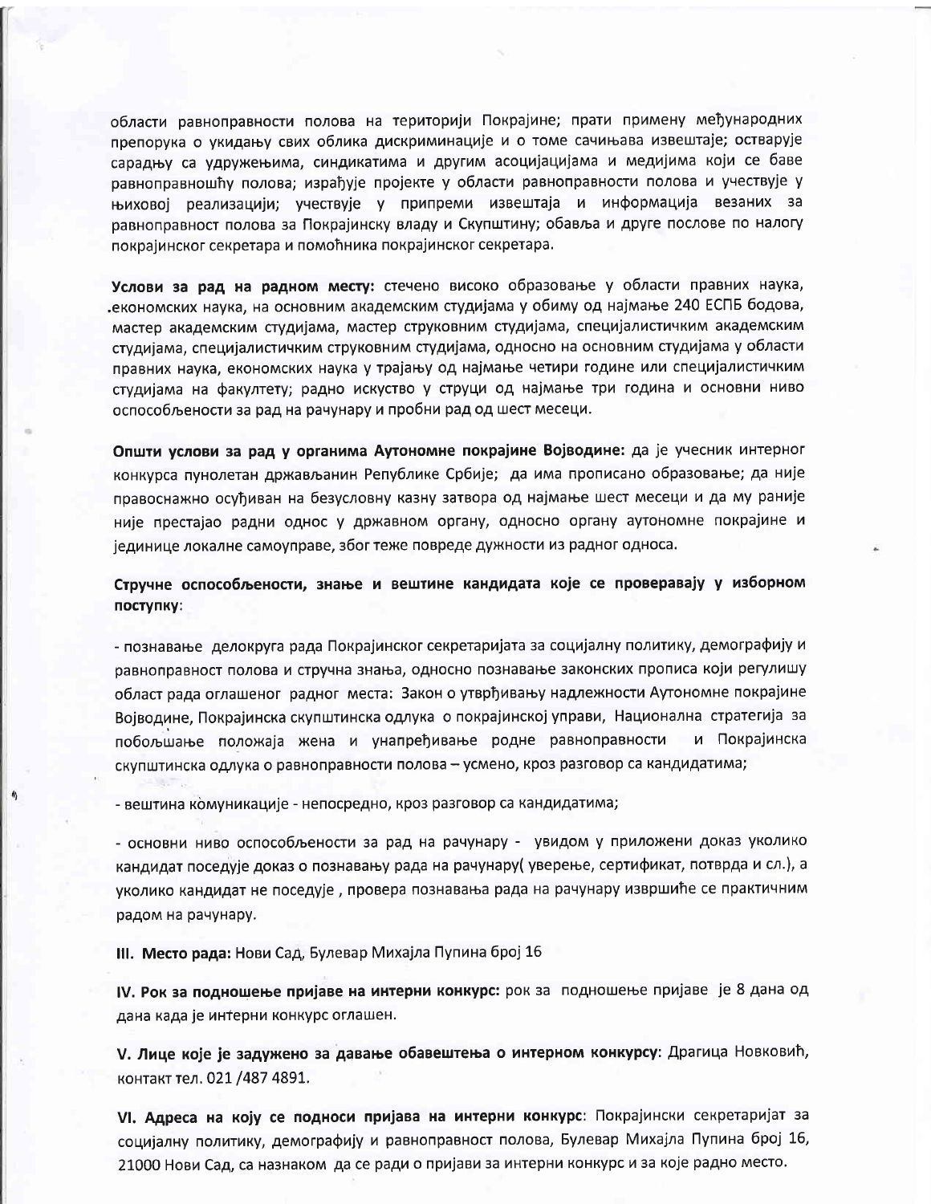области равноправности полова на територији Покрајине; прати примену међународних препорука о укидању свих облика дискриминације и о томе сачињава извештаје; остварује сарадњу са удружењима, синдикатима и другим асоцијацијама и медијима који се баве равноправношћу полова; израђује пројекте у области равноправности полова и учествује у њиховој реализацији; учествује у припреми извештаја и информација везаних за равноправност полова за Покрајинску владу и Скупштину; обавља и друге послове по налогу покрајинског секретара и помоћника покрајинског секретара.

**Услови за рад на радном месту:** стечено високо образовање у области правних наука, економских наука, на основним академским студијама у обиму од најмање 240 ЕСПБ бодова, мастер академским студијама, мастер струковним студијама, специјалистичким академским студијама, специјалистичким струковним студијама, односно на основним студијама у области правних наука, економских наука у трајању од најмање четири године или специјалистичким студијама на факултету; радно искуство у струци од најмање три година и основни ниво оспособљености за рад на рачунару и пробни рад од шест месеци.

**Општи услови за рад у органима Аутономне покрајине Војводине:** да је учесник интерног конкурса пунолетан држављанин Републике Србије; да има прописано образовање; да није правоснажно осуђиван на безусловну казну затвора од најмање шест месеци и да му раније није престајао радни однос у државном органу, односно органу аутономне покрајине и јединице локалне самоуправе, због теже повреде дужности из радног односа.

**Стручне оспособљености, знање и вештине кандидата које се проверавају у изборном поступку:**

- познавање делокруга рада Покрајинског секретаријата за социјалну политику, демографију и равноправност полова и стручна знања, односно познавање законских прописа који регулишу област рада оглашеног радног места: Закон о утврђивању надлежности Аутономне покрајине Војводине, Покрајинска скупштинска одлука о покрајинској управи, Национална стратегија за побољшање положаја жена и унапређивање родне равноправности и Покрајинска скупштинска одлука о равноправности полова – усмено, кроз разговор са кандидатима;

- вештина комуникације - непосредно, кроз разговор са кандидатима;

- основни ниво оспособљености за рад на рачунару - увидом у приложени доказ уколико кандидат поседује доказ о познавању рада на рачунару( уверење, сертификат, потврда и сл.), а уколико кандидат не поседује , провера познавања рада на рачунару извршиће се практичним радом на рачунару.

**III. Место рада:** Нови Сад, Булевар Михајла Пупина број 16

**IV. Рок за подношење пријаве на интерни конкурс:** рок за подношење пријаве је 8 дана од дана када је интерни конкурс оглашен.

**V. Лице које је задужено за давање обавештења о интерном конкурсу:** Драгица Новковић, контакт тел. 021 /487 4891.

**VI. Адреса на коју се подноси пријава на интерни конкурс:** Покрајински секретаријат за социјалну политику, демографију и равноправност полова, Булевар Михајла Пупина број 16, 21000 Нови Сад, са назнаком да се ради о пријави за интерни конкурс и за које радно место.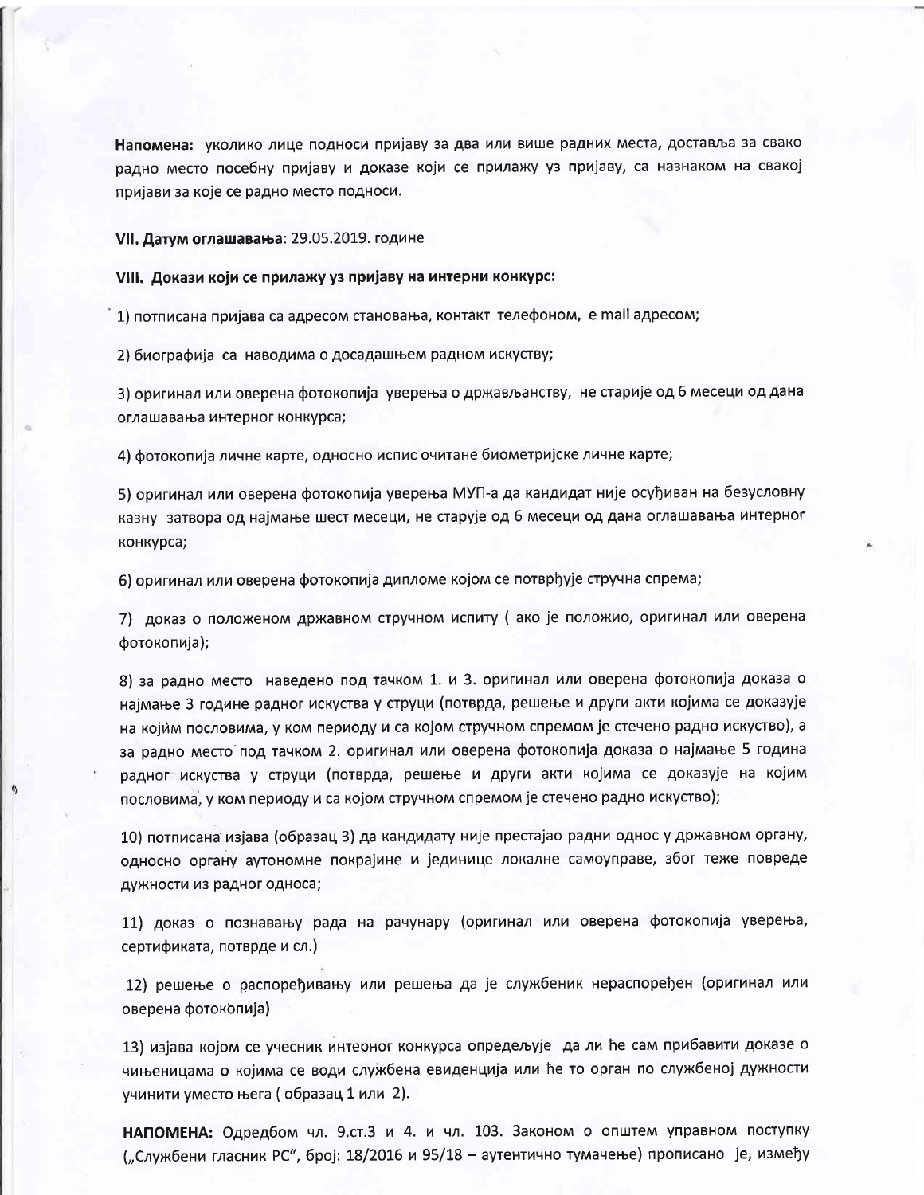**Напомена:** уколико лице подноси пријаву за два или више радних места, доставља за свако радно место посебну пријаву и доказе који се прилажу уз пријаву, са назнаком на свакој пријави за које се радно место подноси.

**VII. Датум оглашавања**: 29.05.2019. године

**VIII. Докази који се прилажу уз пријаву на интерни конкурс:**

1) потписана пријава са адресом становања, контакт телефоном, е mail адресом;

2) биографија са наводима о досадашњем радном искуству;

3) оригинал или оверена фотокопија уверења о држављанству, не старије од 6 месеци од дана оглашавања интерног конкурса;

4) фотокопија личне карте, односно испис очитане биометријске личне карте;

5) оригинал или оверена фотокопија уверења МУП-а да кандидат није осуђиван на безусловну казну затвора од најмање шест месеци, не старује од 6 месеци од дана оглашавања интерног конкурса;

6) оригинал или оверена фотокопија дипломе којом се потврђује стручна спрема;

7) доказ о положеном државном стручном испиту ( ако је положио, оригинал или оверена фотокопија);

8) за радно место наведено под тачком 1. и 3. оригинал или оверена фотокопија доказа о најмање 3 године радног искуства у струци (потврда, решење и други акти којима се доказује на којим пословима, у ком периоду и са којом стручном спремом је стечено радно искуство), а за радно место под тачком 2. оригинал или оверена фотокопија доказа о најмање 5 година радног искуства у струци (потврда, решење и други акти којима се доказује на којим пословима, у ком периоду и са којом стручном спремом је стечено радно искуство);

10) потписана изјава (образац 3) да кандидату није престајао радни однос у државном органу, односно органу аутономне покрајине и јединице локалне самоуправе, због теже повреде дужности из радног односа;

11) доказ о познавању рада на рачунару (оригинал или оверена фотокопија уверења, сертификата, потврде и сл.)

12) решење о распоређивању или решења да је службеник нераспоређен (оригинал или оверена фотокопија)

13) изјава којом се учесник интерног конкурса опредељује да ли ће сам прибавити доказе о чињеницама о којима се води службена евиденција или ће то орган по службеној дужности учинити уместо њега ( образац 1 или 2).

**НАПОМЕНА:** Одредбом чл. 9.ст.3 и 4. и чл. 103. Законом о општем управном поступку („Службени гласник РС", број: 18/2016 и 95/18 – аутентично тумачење) прописано је, између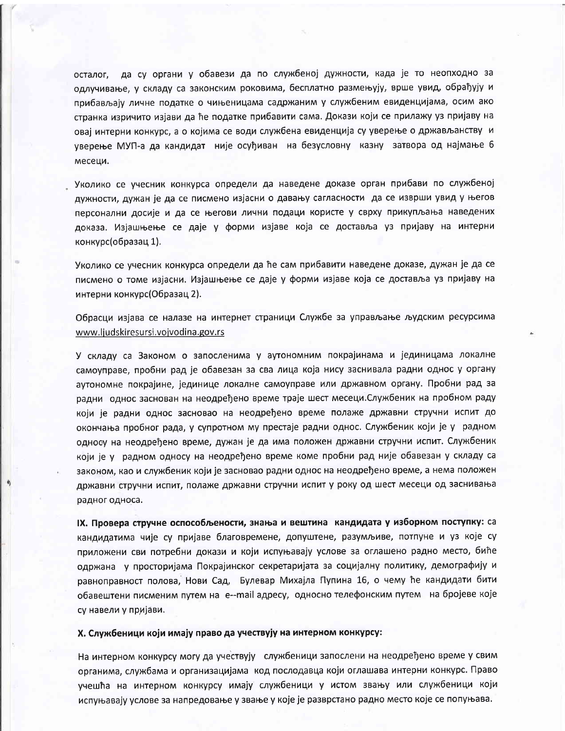осталог, да су органи у обавези да по службеној дужности, када је то неопходно за одлучивање, у складу са законским роковима, бесплатно размењују, врше увид, обрађују и прибављају личне податке о чињеницама садржаним у службеним евиденцијама, осим ако странка изричито изјави да ће податке прибавити сама. Докази који се прилажу уз пријаву на овај интерни конкурс, а о којима се води службена евиденција су уверење о држављанству и уверење МУП-а да кандидат није осуђиван на безусловну казну затвора од најмање 6 месеци.

Уколико се учесник конкурса определи да наведене доказе орган прибави по службеној дужности, дужан је да се писмено изјасни о давању сагласности да се изврши увид у његов персонални досије и да се његови лични подаци користе у сврху прикупљања наведених доказа. Изјашњење се даје у форми изјаве која се доставља уз пријаву на интерни конкурс(образац 1).

Уколико се учесник конкурса определи да ће сам прибавити наведене доказе, дужан је да се писмено о томе изјасни. Изјашњење се даје у форми изјаве која се доставља уз пријаву на интерни конкурс(Образац 2).

Обрасци изјава се налазе на интернет страници Службе за управљање људским ресурсима www.ljudskiresursi.vojvodina.gov.rs

У складу са Законом о запосленима у аутономним покрајинама и јединицама локалне самоуправе, пробни рад је обавезан за сва лица која нису заснивала радни однос у органу аутономне покрајине, јединице локалне самоуправе или државном органу. Пробни рад за радни однос заснован на неодређено време траје шест месеци.Службеник на пробном раду који је радни однос засновао на неодређено време полаже државни стручни испит до окончања пробног рада, у супротном му престаје радни однос. Службеник који је у радном односу на неодређено време, дужан је да има положен државни стручни испит. Службеник који је у радном односу на неодређено време коме пробни рад није обавезан у складу са законом, као и службеник који је засновао радни однос на неодређено време, а нема положен државни стручни испит, полаже државни стручни испит у року од шест месеци од заснивања радног односа.

**IX. Провера стручне оспособљености, знања и вештина кандидата у изборном поступку:** са кандидатима чије су пријаве благовремене, допуштене, разумљиве, потпуне и уз које су приложени сви потребни докази и који испуњавају услове за оглашено радно место, биће одржана у просторијама Покрајинског секретаријата за социјалну политику, демографију и равноправност полова, Нови Сад, Булевар Михајла Пупина 16, о чему ће кандидати бити обавештени писменим путем на e--mail адресу, односно телефонским путем на бројеве које су навели у пријави.

**X. Службеници који имају право да учествују на интерном конкурсу:**

На интерном конкурсу могу да учествују службеници запослени на неодређено време у свим органима, службама и организацијама код послодавца који оглашава интерни конкурс. Право учешћа на интерном конкурсу имају службеници у истом звању или службеници који испуњавају услове за напредовање у звање у које је разврстано радно место које се попуњава.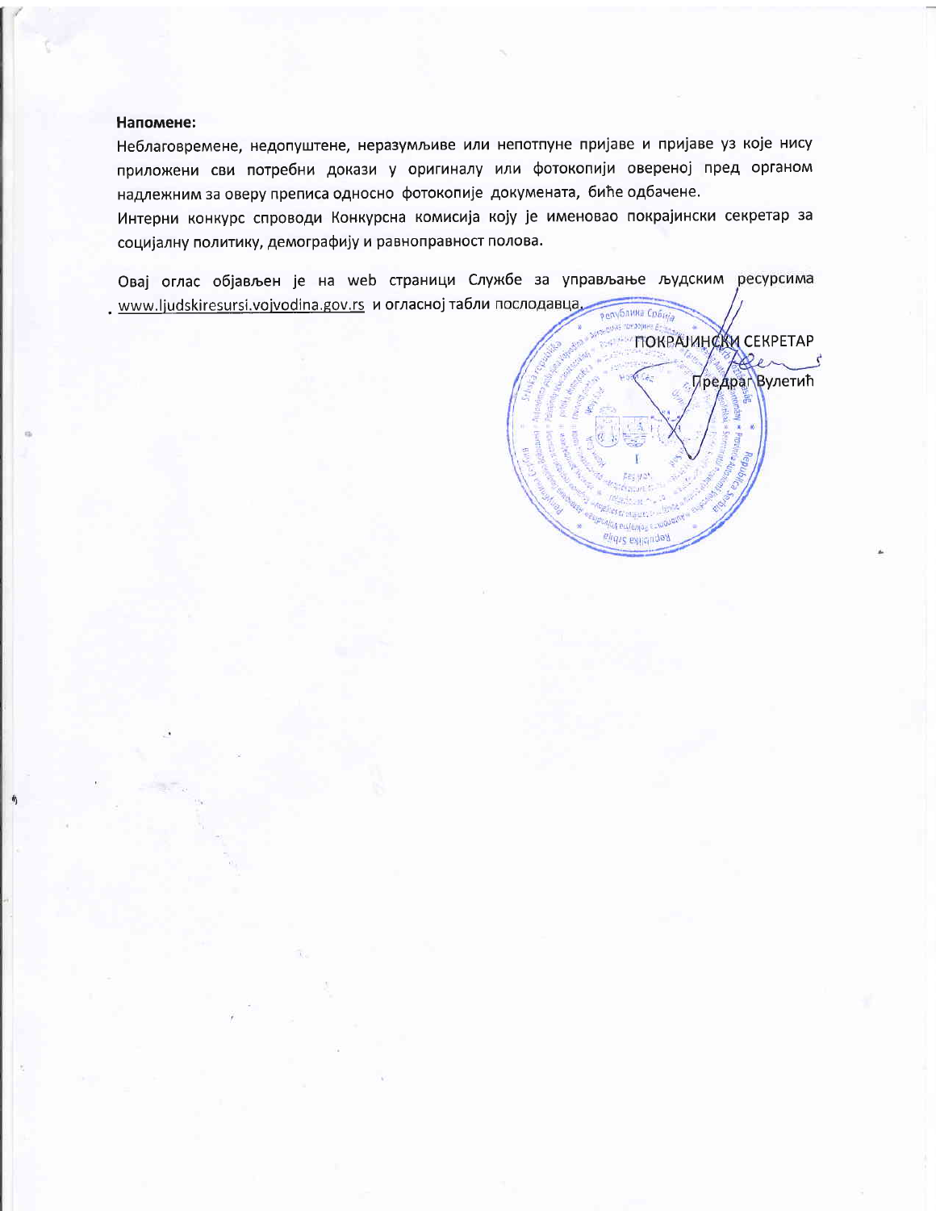**Напомене:**

Неблаговремене, недопуштене, неразумљиве или непотпуне пријаве и пријаве уз које нису приложени сви потребни докази у оригиналу или фотокопији овереној пред органом надлежним за оверу преписа односно фотокопије докумената, биће одбачене.

Интерни конкурс спроводи Конкурсна комисија коју је именовао покрајински секретар за социјалну политику, демографију и равноправност полова.

Овај оглас објављен је на web страници Службе за управљање људским ресурсима www.ljudskiresursi.vojvodina.gov.rs и огласној табли послодавца.

ПОКРАЈИНСКИ СЕКРЕТАР

Предраг Вулетић